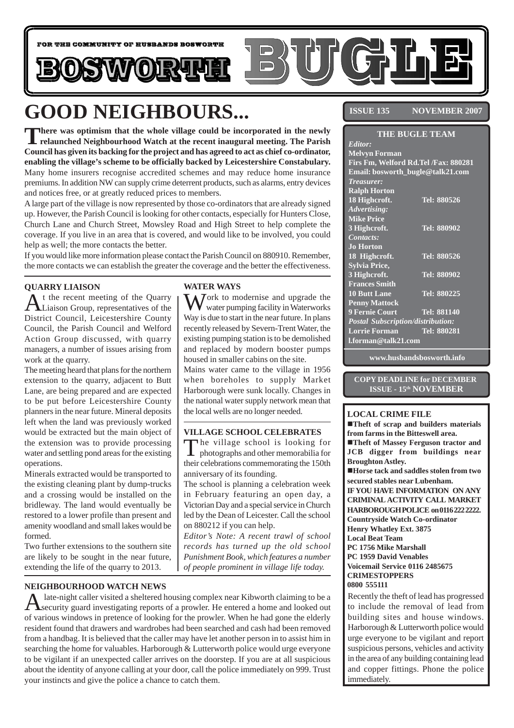FOR THE COMMUNITY OF HUSBANDS BOSWORTH

# BOSWORTH BUGLE

# GOOD NEIGHBOURS...

**There was optimism that the whole village could be incorporated in the newly relaunched Neighbourhood Watch at the recent inaugural meeting. The Parish Council has given its backing for the project and has agreed to act as chief co-ordinator, enabling the village's scheme to be officially backed by Leicestershire Constabulary.** Many home insurers recognise accredited schemes and may reduce home insurance premiums. In addition NW can supply crime deterrent products, such as alarms, entry devices and notices free, or at greatly reduced prices to members.

A large part of the village is now represented by those co-ordinators that are already signed up. However, the Parish Council is looking for other contacts, especially for Hunters Close, Church Lane and Church Street, Mowsley Road and High Street to help complete the coverage. If you live in an area that is covered, and would like to be involved, you could help as well; the more contacts the better.

If you would like more information please contact the Parish Council on 880910. Remember, the more contacts we can establish the greater the coverage and the better the effectiveness.

## QUARRY LIAISON

At the recent meeting of the Quarry Liaison Group, representatives of the District Council, Leicestershire County Council, the Parish Council and Welford Action Group discussed, with quarry managers, a number of issues arising from work at the quarry.

The meeting heard that plans for the northern extension to the quarry, adjacent to Butt Lane, are being prepared and are expected to be put before Leicestershire County planners in the near future. Mineral deposits left when the land was previously worked would be extracted but the main object of the extension was to provide processing water and settling pond areas for the existing operations.

Minerals extracted would be transported to the existing cleaning plant by dump-trucks and a crossing would be installed on the bridleway. The land would eventually be restored to a lower profile than present and amenity woodland and small lakes would be formed.

Two further extensions to the southern site are likely to be sought in the near future, extending the life of the quarry to 2013.

## WATER WAYS

Work to modernise and upgrade the water pumping facility in Waterworks Way is due to start in the near future. In plans recently released by Severn-Trent Water, the existing pumping station is to be demolished and replaced by modern booster pumps housed in smaller cabins on the site.

Mains water came to the village in 1956 when boreholes to supply Market Harborough were sunk locally. Changes in the national water supply network mean that the local wells are no longer needed.

## VILLAGE SCHOOL CELEBRATES

The village school is looking for photographs and other memorabilia for their celebrations commemorating the 150th anniversary of its founding.

The school is planning a celebration week in February featuring an open day, a Victorian Day and a special service in Church led by the Dean of Leicester. Call the school on 880212 if you can help.

*Editor's Note: A recent trawl of school records has turned up the old school Punishment Book, which features a number of people prominent in village life today.*

## NEIGHBOURHOOD WATCH NEWS

A late-night caller visited a sheltered housing complex near Kibworth claiming to be a security guard investigating reports of a prowler. He entered a home and looked out of various windows in pretence of looking for the prowler. When he had gone the elderly resident found that drawers and wardrobes had been searched and cash had been removed from a handbag. It is believed that the caller may have let another person in to assist him in searching the home for valuables. Harborough & Lutterworth police would urge everyone to be vigilant if an unexpected caller arrives on the doorstep. If you are at all suspicious about the identity of anyone calling at your door, call the police immediately on 999. Trust your instincts and give the police a chance to catch them.

---

**ISSUE 135 — NOVEMBER 2007**

### THE BUGLE TEAM

*Editor:*
**Melvyn Forman**
**Firs Fm, Welford Rd. Tel /Fax: 880281**
**Email: bosworth_bugle@talk21.com**

*Treasurer:*
**Ralph Horton**
**18 Highcroft. Tel: 880526**

*Advertising:*
**Mike Price**
**3 Highcroft. Tel: 880902**

*Contacts:*
**Jo Horton**
**18 Highcroft. Tel: 880526**
**Sylvia Price,**
**3 Highcroft. Tel: 880902**
**Frances Smith**
**10 Butt Lane Tel: 880225**
**Penny Mattock**
**9 Fernie Court Tel: 881140**

*Postal Subscription/distribution:*
**Lorrie Forman Tel: 880281**
**l.forman@talk21.com**

**www.husbandsbosworth.info**

**COPY DEADLINE for DECEMBER ISSUE - 15th NOVEMBER**

### LOCAL CRIME FILE

- **Theft of scrap and builders materials from farms in the Bitteswell area.**
- **Theft of Massey Ferguson tractor and JCB digger from buildings near Broughton Astley.**
- **Horse tack and saddles stolen from two secured stables near Lubenham.**

**IF YOU HAVE INFORMATION ON ANY CRIMINAL ACTIVITY CALL MARKET HARBOROUGH POLICE on 0116 222 2222.**
**Countryside Watch Co-ordinator**
**Henry Whatley Ext. 3875**
**Local Beat Team**
**PC 1756 Mike Marshall**
**PC 1959 David Venables**
**Voicemail Service 0116 2485675**
**CRIMESTOPPERS**
**0800 555111**

Recently the theft of lead has progressed to include the removal of lead from building sites and house windows. Harborough & Lutterworth police would urge everyone to be vigilant and report suspicious persons, vehicles and activity in the area of any building containing lead and copper fittings. Phone the police immediately.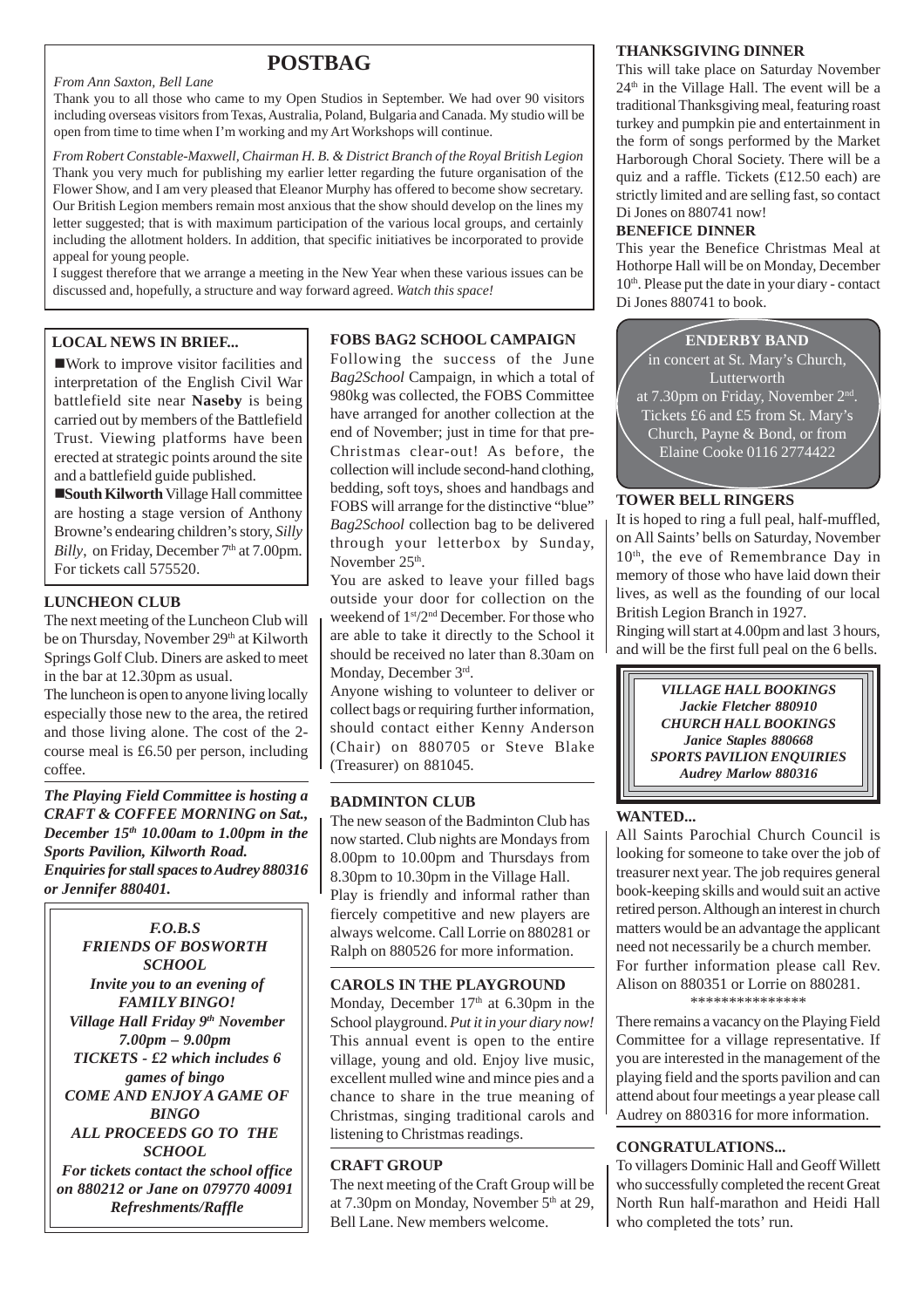# POSTBAG

*From Ann Saxton, Bell Lane*

Thank you to all those who came to my Open Studios in September. We had over 90 visitors including overseas visitors from Texas, Australia, Poland, Bulgaria and Canada. My studio will be open from time to time when I'm working and my Art Workshops will continue.

*From Robert Constable-Maxwell, Chairman H. B. & District Branch of the Royal British Legion*

Thank you very much for publishing my earlier letter regarding the future organisation of the Flower Show, and I am very pleased that Eleanor Murphy has offered to become show secretary. Our British Legion members remain most anxious that the show should develop on the lines my letter suggested; that is with maximum participation of the various local groups, and certainly including the allotment holders. In addition, that specific initiatives be incorporated to provide appeal for young people.

I suggest therefore that we arrange a meeting in the New Year when these various issues can be discussed and, hopefully, a structure and way forward agreed. *Watch this space!*

## LOCAL NEWS IN BRIEF...

- Work to improve visitor facilities and interpretation of the English Civil War battlefield site near **Naseby** is being carried out by members of the Battlefield Trust. Viewing platforms have been erected at strategic points around the site and a battlefield guide published.
- **South Kilworth** Village Hall committee are hosting a stage version of Anthony Browne's endearing children's story, *Silly Billy*, on Friday, December 7th at 7.00pm. For tickets call 575520.

## LUNCHEON CLUB

The next meeting of the Luncheon Club will be on Thursday, November 29th at Kilworth Springs Golf Club. Diners are asked to meet in the bar at 12.30pm as usual.

The luncheon is open to anyone living locally especially those new to the area, the retired and those living alone. The cost of the 2-course meal is £6.50 per person, including coffee.

***The Playing Field Committee is hosting a CRAFT & COFFEE MORNING on Sat., December 15th 10.00am to 1.00pm in the Sports Pavilion, Kilworth Road. Enquiries for stall spaces to Audrey 880316 or Jennifer 880401.***

*F.O.B.S*
*FRIENDS OF BOSWORTH SCHOOL*
*Invite you to an evening of FAMILY BINGO!*
*Village Hall Friday 9th November 7.00pm – 9.00pm*
*TICKETS - £2 which includes 6 games of bingo*
*COME AND ENJOY A GAME OF BINGO*
*ALL PROCEEDS GO TO THE SCHOOL*
*For tickets contact the school office on 880212 or Jane on 079770 40091*
*Refreshments/Raffle*

## FOBS BAG2 SCHOOL CAMPAIGN

Following the success of the June *Bag2School* Campaign, in which a total of 980kg was collected, the FOBS Committee have arranged for another collection at the end of November; just in time for that pre-Christmas clear-out! As before, the collection will include second-hand clothing, bedding, soft toys, shoes and handbags and FOBS will arrange for the distinctive "blue" *Bag2School* collection bag to be delivered through your letterbox by Sunday, November 25th.

You are asked to leave your filled bags outside your door for collection on the weekend of 1st/2nd December. For those who are able to take it directly to the School it should be received no later than 8.30am on Monday, December 3rd.

Anyone wishing to volunteer to deliver or collect bags or requiring further information, should contact either Kenny Anderson (Chair) on 880705 or Steve Blake (Treasurer) on 881045.

## BADMINTON CLUB

The new season of the Badminton Club has now started. Club nights are Mondays from 8.00pm to 10.00pm and Thursdays from 8.30pm to 10.30pm in the Village Hall.

Play is friendly and informal rather than fiercely competitive and new players are always welcome. Call Lorrie on 880281 or Ralph on 880526 for more information.

## CAROLS IN THE PLAYGROUND

Monday, December 17th at 6.30pm in the School playground. *Put it in your diary now!* This annual event is open to the entire village, young and old. Enjoy live music, excellent mulled wine and mince pies and a chance to share in the true meaning of Christmas, singing traditional carols and listening to Christmas readings.

## CRAFT GROUP

The next meeting of the Craft Group will be at 7.30pm on Monday, November 5th at 29, Bell Lane. New members welcome.

## THANKSGIVING DINNER

This will take place on Saturday November 24th in the Village Hall. The event will be a traditional Thanksgiving meal, featuring roast turkey and pumpkin pie and entertainment in the form of songs performed by the Market Harborough Choral Society. There will be a quiz and a raffle. Tickets (£12.50 each) are strictly limited and are selling fast, so contact Di Jones on 880741 now!

## BENEFICE DINNER

This year the Benefice Christmas Meal at Hothorpe Hall will be on Monday, December 10th. Please put the date in your diary - contact Di Jones 880741 to book.

**ENDERBY BAND**
in concert at St. Mary's Church, Lutterworth
at 7.30pm on Friday, November 2nd.
Tickets £6 and £5 from St. Mary's Church, Payne & Bond, or from Elaine Cooke 0116 2774422

## TOWER BELL RINGERS

It is hoped to ring a full peal, half-muffled, on All Saints' bells on Saturday, November 10th, the eve of Remembrance Day in memory of those who have laid down their lives, as well as the founding of our local British Legion Branch in 1927.

Ringing will start at 4.00pm and last 3 hours, and will be the first full peal on the 6 bells.

***VILLAGE HALL BOOKINGS***
***Jackie Fletcher 880910***
***CHURCH HALL BOOKINGS***
***Janice Staples 880668***
***SPORTS PAVILION ENQUIRIES***
***Audrey Marlow 880316***

## WANTED...

All Saints Parochial Church Council is looking for someone to take over the job of treasurer next year. The job requires general book-keeping skills and would suit an active retired person. Although an interest in church matters would be an advantage the applicant need not necessarily be a church member. For further information please call Rev. Alison on 880351 or Lorrie on 880281.

***************

There remains a vacancy on the Playing Field Committee for a village representative. If you are interested in the management of the playing field and the sports pavilion and can attend about four meetings a year please call Audrey on 880316 for more information.

## CONGRATULATIONS...

To villagers Dominic Hall and Geoff Willett who successfully completed the recent Great North Run half-marathon and Heidi Hall who completed the tots' run.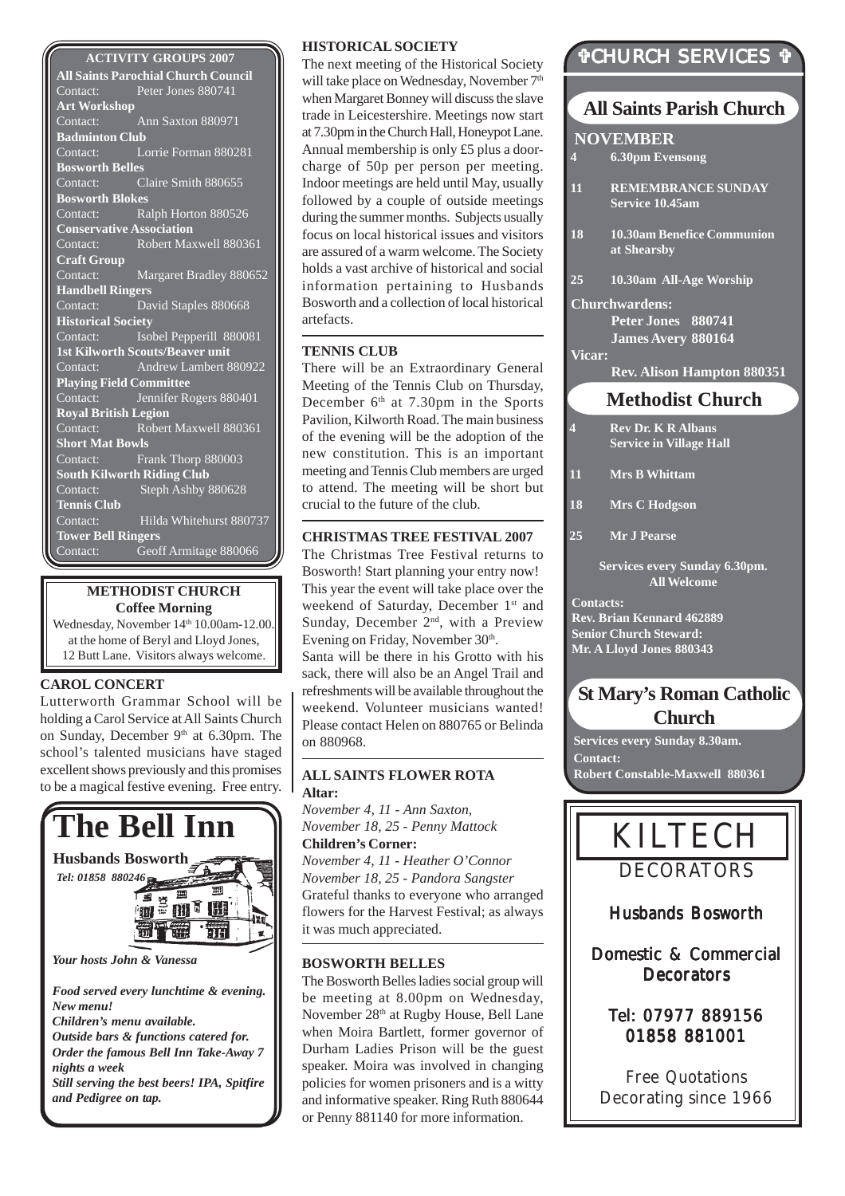## ACTIVITY GROUPS 2007

**All Saints Parochial Church Council**
Contact: Peter Jones 880741
**Art Workshop**
Contact: Ann Saxton 880971
**Badminton Club**
Contact: Lorrie Forman 880281
**Bosworth Belles**
Contact: Claire Smith 880655
**Bosworth Blokes**
Contact: Ralph Horton 880526
**Conservative Association**
Contact: Robert Maxwell 880361
**Craft Group**
Contact: Margaret Bradley 880652
**Handbell Ringers**
Contact: David Staples 880668
**Historical Society**
Contact: Isobel Pepperill 880081
**1st Kilworth Scouts/Beaver unit**
Contact: Andrew Lambert 880922
**Playing Field Committee**
Contact: Jennifer Rogers 880401
**Royal British Legion**
Contact: Robert Maxwell 880361
**Short Mat Bowls**
Contact: Frank Thorp 880003
**South Kilworth Riding Club**
Contact: Steph Ashby 880628
**Tennis Club**
Contact: Hilda Whitehurst 880737
**Tower Bell Ringers**
Contact: Geoff Armitage 880066

**METHODIST CHURCH**
**Coffee Morning**
Wednesday, November 14th 10.00am-12.00. at the home of Beryl and Lloyd Jones, 12 Butt Lane. Visitors always welcome.

### CAROL CONCERT

Lutterworth Grammar School will be holding a Carol Service at All Saints Church on Sunday, December 9th at 6.30pm. The school's talented musicians have staged excellent shows previously and this promises to be a magical festive evening. Free entry.

# The Bell Inn

**Husbands Bosworth**
*Tel: 01858 880246*

*Your hosts John & Vanessa*

*Food served every lunchtime & evening.*
*New menu!*
*Children's menu available.*
*Outside bars & functions catered for.*
*Order the famous Bell Inn Take-Away 7 nights a week*
*Still serving the best beers! IPA, Spitfire and Pedigree on tap.*

### HISTORICAL SOCIETY

The next meeting of the Historical Society will take place on Wednesday, November 7th when Margaret Bonney will discuss the slave trade in Leicestershire. Meetings now start at 7.30pm in the Church Hall, Honeypot Lane. Annual membership is only £5 plus a door-charge of 50p per person per meeting. Indoor meetings are held until May, usually followed by a couple of outside meetings during the summer months. Subjects usually focus on local historical issues and visitors are assured of a warm welcome. The Society holds a vast archive of historical and social information pertaining to Husbands Bosworth and a collection of local historical artefacts.

### TENNIS CLUB

There will be an Extraordinary General Meeting of the Tennis Club on Thursday, December 6th at 7.30pm in the Sports Pavilion, Kilworth Road. The main business of the evening will be the adoption of the new constitution. This is an important meeting and Tennis Club members are urged to attend. The meeting will be short but crucial to the future of the club.

### CHRISTMAS TREE FESTIVAL 2007

The Christmas Tree Festival returns to Bosworth! Start planning your entry now! This year the event will take place over the weekend of Saturday, December 1st and Sunday, December 2nd, with a Preview Evening on Friday, November 30th.
Santa will be there in his Grotto with his sack, there will also be an Angel Trail and refreshments will be available throughout the weekend. Volunteer musicians wanted! Please contact Helen on 880765 or Belinda on 880968.

### ALL SAINTS FLOWER ROTA

**Altar:**
*November 4, 11 - Ann Saxton,*
*November 18, 25 - Penny Mattock*
**Children's Corner:**
*November 4, 11 - Heather O'Connor*
*November 18, 25 - Pandora Sangster*
Grateful thanks to everyone who arranged flowers for the Harvest Festival; as always it was much appreciated.

### BOSWORTH BELLES

The Bosworth Belles ladies social group will be meeting at 8.00pm on Wednesday, November 28th at Rugby House, Bell Lane when Moira Bartlett, former governor of Durham Ladies Prison will be the guest speaker. Moira was involved in changing policies for women prisoners and is a witty and informative speaker. Ring Ruth 880644 or Penny 881140 for more information.

## ✞CHURCH SERVICES ✞

### All Saints Parish Church

**NOVEMBER**

| | |
|---|---|
| 4 | 6.30pm Evensong |
| 11 | REMEMBRANCE SUNDAY Service 10.45am |
| 18 | 10.30am Benefice Communion at Shearsby |
| 25 | 10.30am All-Age Worship |

**Churchwardens:**
Peter Jones 880741
James Avery 880164
**Vicar:**
Rev. Alison Hampton 880351

### Methodist Church

| | |
|---|---|
| 4 | Rev Dr. K R Albans Service in Village Hall |
| 11 | Mrs B Whittam |
| 18 | Mrs C Hodgson |
| 25 | Mr J Pearse |

**Services every Sunday 6.30pm. All Welcome**

**Contacts:**
Rev. Brian Kennard 462889
Senior Church Steward:
Mr. A Lloyd Jones 880343

### St Mary's Roman Catholic Church

**Services every Sunday 8.30am.**
**Contact:**
Robert Constable-Maxwell 880361

# KILTECH
DECORATORS

Husbands Bosworth

Domestic & Commercial Decorators

Tel: 07977 889156
01858 881001

Free Quotations
Decorating since 1966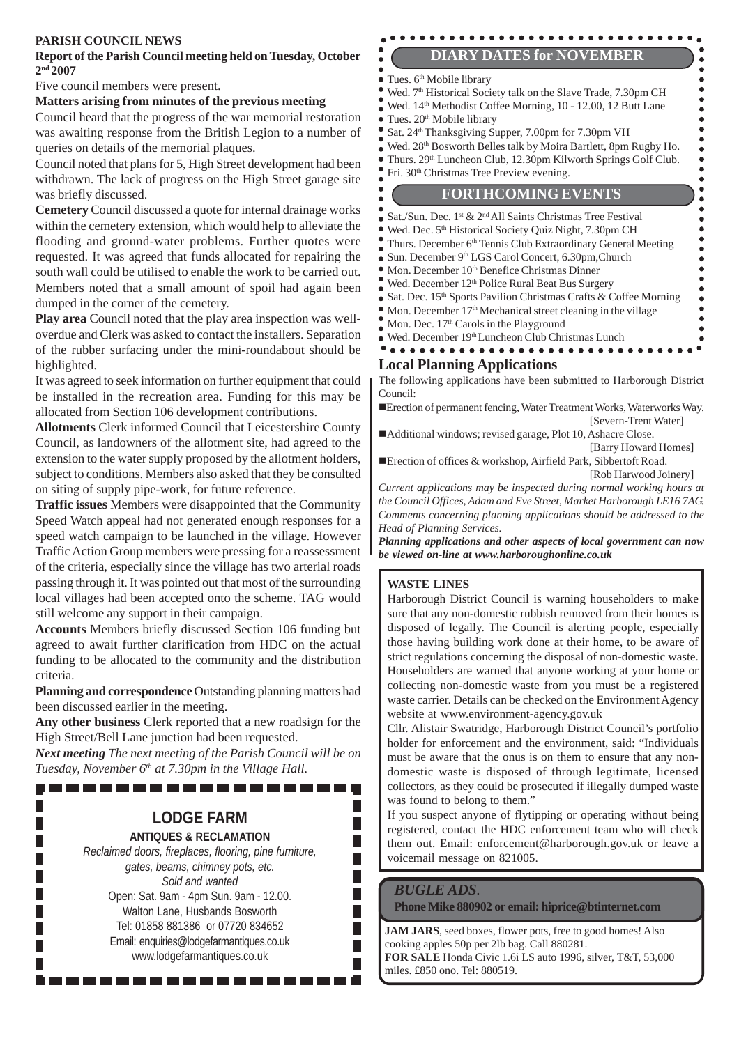## PARISH COUNCIL NEWS

**Report of the Parish Council meeting held on Tuesday, October 2nd 2007**

Five council members were present.

**Matters arising from minutes of the previous meeting**

Council heard that the progress of the war memorial restoration was awaiting response from the British Legion to a number of queries on details of the memorial plaques.

Council noted that plans for 5, High Street development had been withdrawn. The lack of progress on the High Street garage site was briefly discussed.

**Cemetery** Council discussed a quote for internal drainage works within the cemetery extension, which would help to alleviate the flooding and ground-water problems. Further quotes were requested. It was agreed that funds allocated for repairing the south wall could be utilised to enable the work to be carried out. Members noted that a small amount of spoil had again been dumped in the corner of the cemetery.

**Play area** Council noted that the play area inspection was well-overdue and Clerk was asked to contact the installers. Separation of the rubber surfacing under the mini-roundabout should be highlighted.

It was agreed to seek information on further equipment that could be installed in the recreation area. Funding for this may be allocated from Section 106 development contributions.

**Allotments** Clerk informed Council that Leicestershire County Council, as landowners of the allotment site, had agreed to the extension to the water supply proposed by the allotment holders, subject to conditions. Members also asked that they be consulted on siting of supply pipe-work, for future reference.

**Traffic issues** Members were disappointed that the Community Speed Watch appeal had not generated enough responses for a speed watch campaign to be launched in the village. However Traffic Action Group members were pressing for a reassessment of the criteria, especially since the village has two arterial roads passing through it. It was pointed out that most of the surrounding local villages had been accepted onto the scheme. TAG would still welcome any support in their campaign.

**Accounts** Members briefly discussed Section 106 funding but agreed to await further clarification from HDC on the actual funding to be allocated to the community and the distribution criteria.

**Planning and correspondence** Outstanding planning matters had been discussed earlier in the meeting.

**Any other business** Clerk reported that a new roadsign for the High Street/Bell Lane junction had been requested.

***Next meeting*** *The next meeting of the Parish Council will be on Tuesday, November 6th at 7.30pm in the Village Hall.*

---

## LODGE FARM

**ANTIQUES & RECLAMATION**

*Reclaimed doors, fireplaces, flooring, pine furniture, gates, beams, chimney pots, etc.*

*Sold and wanted*

Open: Sat. 9am - 4pm Sun. 9am - 12.00.

Walton Lane, Husbands Bosworth

Tel: 01858 881386 or 07720 834652

Email: enquiries@lodgefarmantiques.co.uk

www.lodgefarmantiques.co.uk

---

## DIARY DATES for NOVEMBER

- Tues. 6th Mobile library
- Wed. 7th Historical Society talk on the Slave Trade, 7.30pm CH
- Wed. 14th Methodist Coffee Morning, 10 - 12.00, 12 Butt Lane
- Tues. 20th Mobile library
- Sat. 24th Thanksgiving Supper, 7.00pm for 7.30pm VH
- Wed. 28th Bosworth Belles talk by Moira Bartlett, 8pm Rugby Ho.
- Thurs. 29th Luncheon Club, 12.30pm Kilworth Springs Golf Club.
- Fri. 30th Christmas Tree Preview evening.

## FORTHCOMING EVENTS

- Sat./Sun. Dec. 1st & 2nd All Saints Christmas Tree Festival
- Wed. Dec. 5th Historical Society Quiz Night, 7.30pm CH
- Thurs. December 6th Tennis Club Extraordinary General Meeting
- Sun. December 9th LGS Carol Concert, 6.30pm,Church
- Mon. December 10th Benefice Christmas Dinner
- Wed. December 12th Police Rural Beat Bus Surgery
- Sat. Dec. 15th Sports Pavilion Christmas Crafts & Coffee Morning
- Mon. December 17th Mechanical street cleaning in the village
- Mon. Dec. 17th Carols in the Playground
- Wed. December 19th Luncheon Club Christmas Lunch

## Local Planning Applications

The following applications have been submitted to Harborough District Council:

- Erection of permanent fencing, Water Treatment Works, Waterworks Way. [Severn-Trent Water]
- Additional windows; revised garage, Plot 10, Ashacre Close. [Barry Howard Homes]
- Erection of offices & workshop, Airfield Park, Sibbertoft Road. [Rob Harwood Joinery]

*Current applications may be inspected during normal working hours at the Council Offices, Adam and Eve Street, Market Harborough LE16 7AG. Comments concerning planning applications should be addressed to the Head of Planning Services.*

***Planning applications and other aspects of local government can now be viewed on-line at www.harboroughonline.co.uk***

### WASTE LINES

Harborough District Council is warning householders to make sure that any non-domestic rubbish removed from their homes is disposed of legally. The Council is alerting people, especially those having building work done at their home, to be aware of strict regulations concerning the disposal of non-domestic waste. Householders are warned that anyone working at your home or collecting non-domestic waste from you must be a registered waste carrier. Details can be checked on the Environment Agency website at www.environment-agency.gov.uk

Cllr. Alistair Swatridge, Harborough District Council's portfolio holder for enforcement and the environment, said: "Individuals must be aware that the onus is on them to ensure that any non-domestic waste is disposed of through legitimate, licensed collectors, as they could be prosecuted if illegally dumped waste was found to belong to them."

If you suspect anyone of flytipping or operating without being registered, contact the HDC enforcement team who will check them out. Email: enforcement@harborough.gov.uk or leave a voicemail message on 821005.

### *BUGLE ADS*.

**Phone Mike 880902 or email: hiprice@btinternet.com**

**JAM JARS**, seed boxes, flower pots, free to good homes! Also cooking apples 50p per 2lb bag. Call 880281.

**FOR SALE** Honda Civic 1.6i LS auto 1996, silver, T&T, 53,000 miles. £850 ono. Tel: 880519.